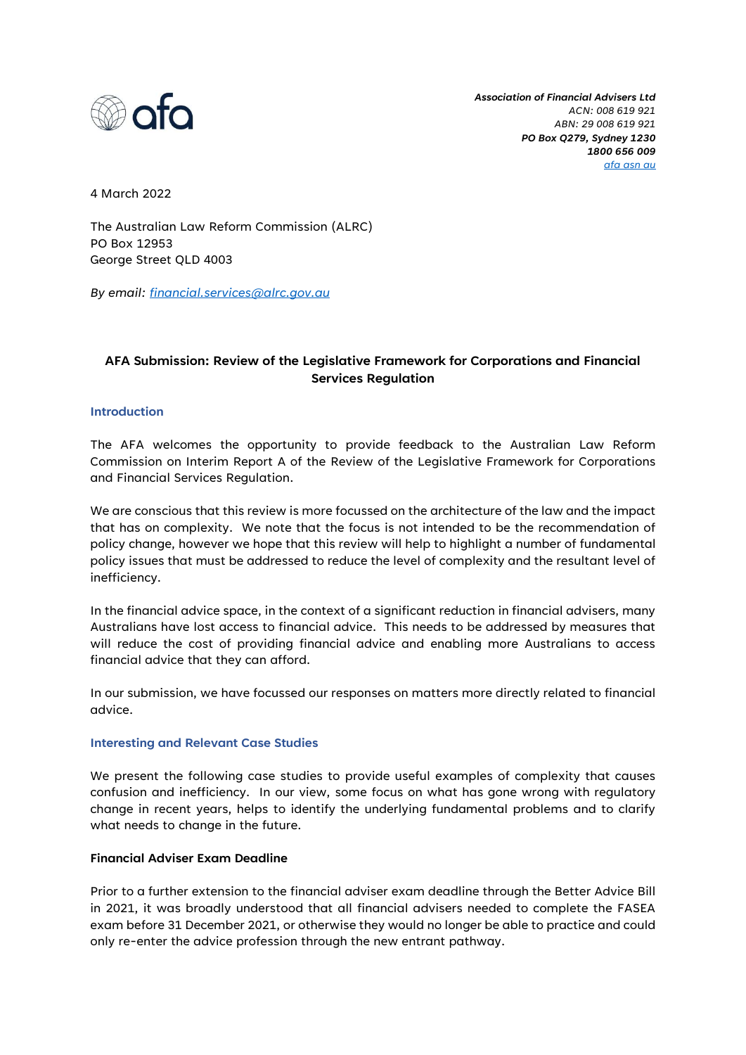afa

*__Association of Financial Advisers Ltd__*
*ACN: 008 619 921*
*ABN: 29 008 619 921*
*__PO Box Q279, Sydney 1230__*
*__1800 656 009__*
*afa asn au*

4 March 2022

The Australian Law Reform Commission (ALRC)
PO Box 12953
George Street QLD 4003

*By email: financial.services@alrc.gov.au*

**AFA Submission: Review of the Legislative Framework for Corporations and Financial Services Regulation**

## Introduction

The AFA welcomes the opportunity to provide feedback to the Australian Law Reform Commission on Interim Report A of the Review of the Legislative Framework for Corporations and Financial Services Regulation.

We are conscious that this review is more focussed on the architecture of the law and the impact that has on complexity. We note that the focus is not intended to be the recommendation of policy change, however we hope that this review will help to highlight a number of fundamental policy issues that must be addressed to reduce the level of complexity and the resultant level of inefficiency.

In the financial advice space, in the context of a significant reduction in financial advisers, many Australians have lost access to financial advice. This needs to be addressed by measures that will reduce the cost of providing financial advice and enabling more Australians to access financial advice that they can afford.

In our submission, we have focussed our responses on matters more directly related to financial advice.

## Interesting and Relevant Case Studies

We present the following case studies to provide useful examples of complexity that causes confusion and inefficiency. In our view, some focus on what has gone wrong with regulatory change in recent years, helps to identify the underlying fundamental problems and to clarify what needs to change in the future.

### Financial Adviser Exam Deadline

Prior to a further extension to the financial adviser exam deadline through the Better Advice Bill in 2021, it was broadly understood that all financial advisers needed to complete the FASEA exam before 31 December 2021, or otherwise they would no longer be able to practice and could only re-enter the advice profession through the new entrant pathway.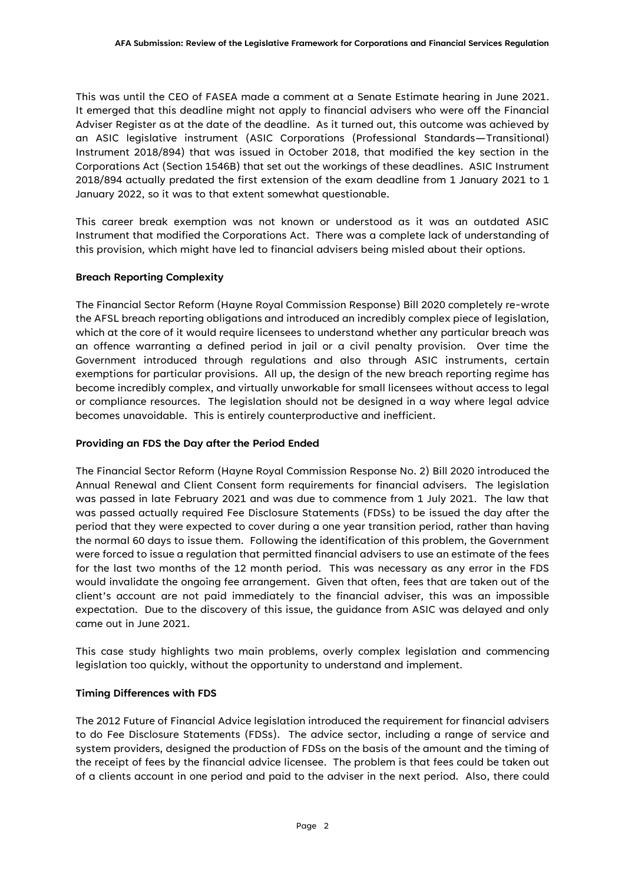This was until the CEO of FASEA made a comment at a Senate Estimate hearing in June 2021. It emerged that this deadline might not apply to financial advisers who were off the Financial Adviser Register as at the date of the deadline. As it turned out, this outcome was achieved by an ASIC legislative instrument (ASIC Corporations (Professional Standards—Transitional) Instrument 2018/894) that was issued in October 2018, that modified the key section in the Corporations Act (Section 1546B) that set out the workings of these deadlines. ASIC Instrument 2018/894 actually predated the first extension of the exam deadline from 1 January 2021 to 1 January 2022, so it was to that extent somewhat questionable.

This career break exemption was not known or understood as it was an outdated ASIC Instrument that modified the Corporations Act. There was a complete lack of understanding of this provision, which might have led to financial advisers being misled about their options.

**Breach Reporting Complexity**

The Financial Sector Reform (Hayne Royal Commission Response) Bill 2020 completely re-wrote the AFSL breach reporting obligations and introduced an incredibly complex piece of legislation, which at the core of it would require licensees to understand whether any particular breach was an offence warranting a defined period in jail or a civil penalty provision. Over time the Government introduced through regulations and also through ASIC instruments, certain exemptions for particular provisions. All up, the design of the new breach reporting regime has become incredibly complex, and virtually unworkable for small licensees without access to legal or compliance resources. The legislation should not be designed in a way where legal advice becomes unavoidable. This is entirely counterproductive and inefficient.

**Providing an FDS the Day after the Period Ended**

The Financial Sector Reform (Hayne Royal Commission Response No. 2) Bill 2020 introduced the Annual Renewal and Client Consent form requirements for financial advisers. The legislation was passed in late February 2021 and was due to commence from 1 July 2021. The law that was passed actually required Fee Disclosure Statements (FDSs) to be issued the day after the period that they were expected to cover during a one year transition period, rather than having the normal 60 days to issue them. Following the identification of this problem, the Government were forced to issue a regulation that permitted financial advisers to use an estimate of the fees for the last two months of the 12 month period. This was necessary as any error in the FDS would invalidate the ongoing fee arrangement. Given that often, fees that are taken out of the client's account are not paid immediately to the financial adviser, this was an impossible expectation. Due to the discovery of this issue, the guidance from ASIC was delayed and only came out in June 2021.

This case study highlights two main problems, overly complex legislation and commencing legislation too quickly, without the opportunity to understand and implement.

**Timing Differences with FDS**

The 2012 Future of Financial Advice legislation introduced the requirement for financial advisers to do Fee Disclosure Statements (FDSs). The advice sector, including a range of service and system providers, designed the production of FDSs on the basis of the amount and the timing of the receipt of fees by the financial advice licensee. The problem is that fees could be taken out of a clients account in one period and paid to the adviser in the next period. Also, there could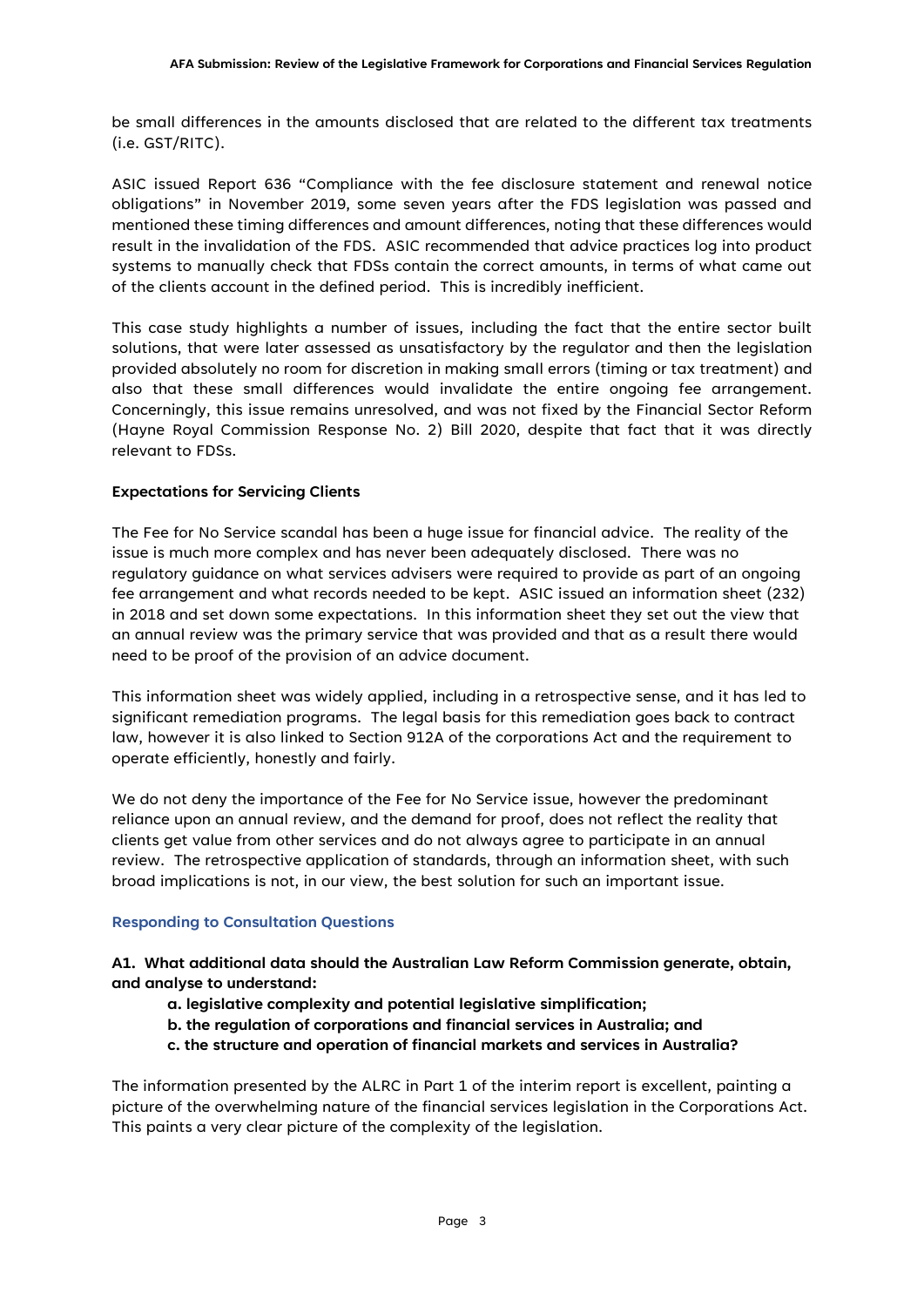be small differences in the amounts disclosed that are related to the different tax treatments (i.e. GST/RITC).

ASIC issued Report 636 "Compliance with the fee disclosure statement and renewal notice obligations" in November 2019, some seven years after the FDS legislation was passed and mentioned these timing differences and amount differences, noting that these differences would result in the invalidation of the FDS. ASIC recommended that advice practices log into product systems to manually check that FDSs contain the correct amounts, in terms of what came out of the clients account in the defined period. This is incredibly inefficient.

This case study highlights a number of issues, including the fact that the entire sector built solutions, that were later assessed as unsatisfactory by the regulator and then the legislation provided absolutely no room for discretion in making small errors (timing or tax treatment) and also that these small differences would invalidate the entire ongoing fee arrangement. Concerningly, this issue remains unresolved, and was not fixed by the Financial Sector Reform (Hayne Royal Commission Response No. 2) Bill 2020, despite that fact that it was directly relevant to FDSs.

**Expectations for Servicing Clients**

The Fee for No Service scandal has been a huge issue for financial advice. The reality of the issue is much more complex and has never been adequately disclosed. There was no regulatory guidance on what services advisers were required to provide as part of an ongoing fee arrangement and what records needed to be kept. ASIC issued an information sheet (232) in 2018 and set down some expectations. In this information sheet they set out the view that an annual review was the primary service that was provided and that as a result there would need to be proof of the provision of an advice document.

This information sheet was widely applied, including in a retrospective sense, and it has led to significant remediation programs. The legal basis for this remediation goes back to contract law, however it is also linked to Section 912A of the corporations Act and the requirement to operate efficiently, honestly and fairly.

We do not deny the importance of the Fee for No Service issue, however the predominant reliance upon an annual review, and the demand for proof, does not reflect the reality that clients get value from other services and do not always agree to participate in an annual review. The retrospective application of standards, through an information sheet, with such broad implications is not, in our view, the best solution for such an important issue.

## Responding to Consultation Questions

**A1. What additional data should the Australian Law Reform Commission generate, obtain, and analyse to understand:**

- **a. legislative complexity and potential legislative simplification;**
- **b. the regulation of corporations and financial services in Australia; and**
- **c. the structure and operation of financial markets and services in Australia?**

The information presented by the ALRC in Part 1 of the interim report is excellent, painting a picture of the overwhelming nature of the financial services legislation in the Corporations Act. This paints a very clear picture of the complexity of the legislation.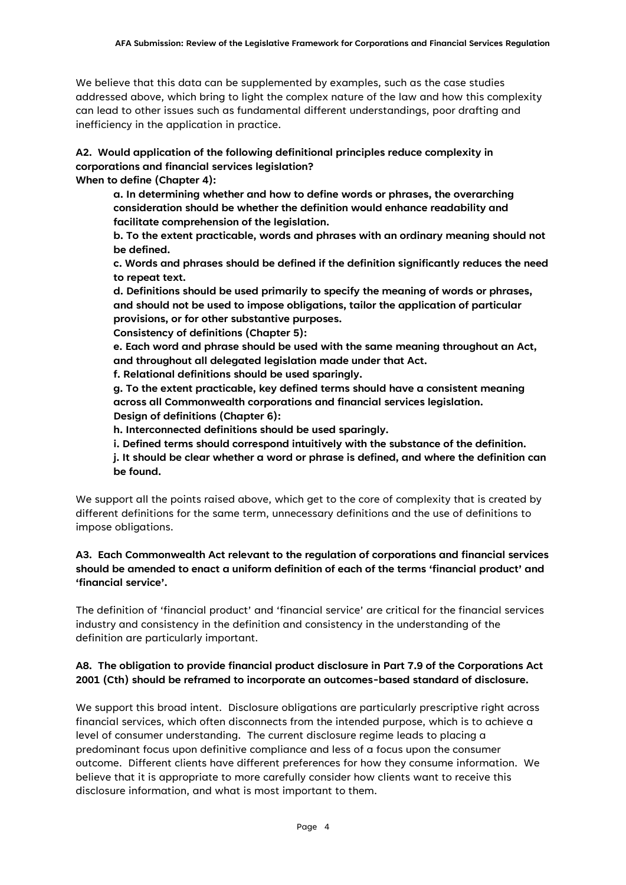We believe that this data can be supplemented by examples, such as the case studies addressed above, which bring to light the complex nature of the law and how this complexity can lead to other issues such as fundamental different understandings, poor drafting and inefficiency in the application in practice.

**A2. Would application of the following definitional principles reduce complexity in corporations and financial services legislation?**

**When to define (Chapter 4):**

> **a. In determining whether and how to define words or phrases, the overarching consideration should be whether the definition would enhance readability and facilitate comprehension of the legislation.**
>
> **b. To the extent practicable, words and phrases with an ordinary meaning should not be defined.**
>
> **c. Words and phrases should be defined if the definition significantly reduces the need to repeat text.**
>
> **d. Definitions should be used primarily to specify the meaning of words or phrases, and should not be used to impose obligations, tailor the application of particular provisions, or for other substantive purposes.**
>
> **Consistency of definitions (Chapter 5):**
>
> **e. Each word and phrase should be used with the same meaning throughout an Act, and throughout all delegated legislation made under that Act.**
>
> **f. Relational definitions should be used sparingly.**
>
> **g. To the extent practicable, key defined terms should have a consistent meaning across all Commonwealth corporations and financial services legislation.**
>
> **Design of definitions (Chapter 6):**
>
> **h. Interconnected definitions should be used sparingly.**
>
> **i. Defined terms should correspond intuitively with the substance of the definition.**
>
> **j. It should be clear whether a word or phrase is defined, and where the definition can be found.**

We support all the points raised above, which get to the core of complexity that is created by different definitions for the same term, unnecessary definitions and the use of definitions to impose obligations.

**A3. Each Commonwealth Act relevant to the regulation of corporations and financial services should be amended to enact a uniform definition of each of the terms 'financial product' and 'financial service'.**

The definition of 'financial product' and 'financial service' are critical for the financial services industry and consistency in the definition and consistency in the understanding of the definition are particularly important.

**A8. The obligation to provide financial product disclosure in Part 7.9 of the Corporations Act 2001 (Cth) should be reframed to incorporate an outcomes-based standard of disclosure.**

We support this broad intent. Disclosure obligations are particularly prescriptive right across financial services, which often disconnects from the intended purpose, which is to achieve a level of consumer understanding. The current disclosure regime leads to placing a predominant focus upon definitive compliance and less of a focus upon the consumer outcome. Different clients have different preferences for how they consume information. We believe that it is appropriate to more carefully consider how clients want to receive this disclosure information, and what is most important to them.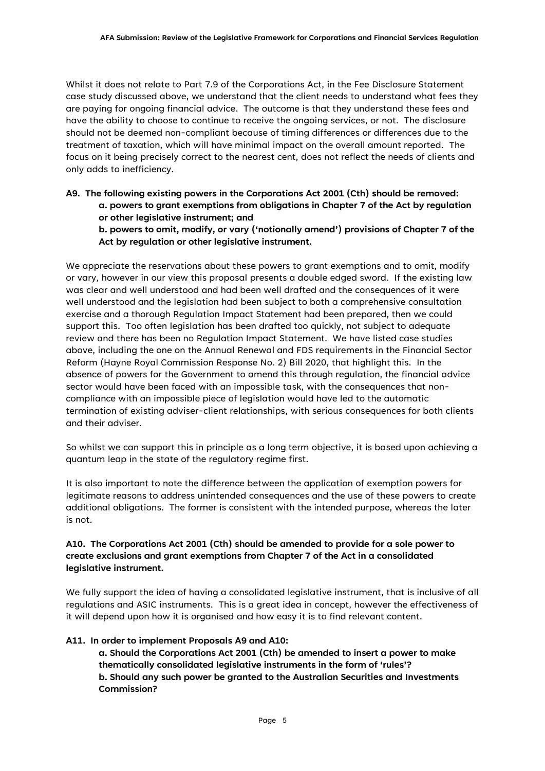Whilst it does not relate to Part 7.9 of the Corporations Act, in the Fee Disclosure Statement case study discussed above, we understand that the client needs to understand what fees they are paying for ongoing financial advice. The outcome is that they understand these fees and have the ability to choose to continue to receive the ongoing services, or not. The disclosure should not be deemed non-compliant because of timing differences or differences due to the treatment of taxation, which will have minimal impact on the overall amount reported. The focus on it being precisely correct to the nearest cent, does not reflect the needs of clients and only adds to inefficiency.

**A9. The following existing powers in the Corporations Act 2001 (Cth) should be removed:**
**a. powers to grant exemptions from obligations in Chapter 7 of the Act by regulation or other legislative instrument; and**
**b. powers to omit, modify, or vary ('notionally amend') provisions of Chapter 7 of the Act by regulation or other legislative instrument.**

We appreciate the reservations about these powers to grant exemptions and to omit, modify or vary, however in our view this proposal presents a double edged sword. If the existing law was clear and well understood and had been well drafted and the consequences of it were well understood and the legislation had been subject to both a comprehensive consultation exercise and a thorough Regulation Impact Statement had been prepared, then we could support this. Too often legislation has been drafted too quickly, not subject to adequate review and there has been no Regulation Impact Statement. We have listed case studies above, including the one on the Annual Renewal and FDS requirements in the Financial Sector Reform (Hayne Royal Commission Response No. 2) Bill 2020, that highlight this. In the absence of powers for the Government to amend this through regulation, the financial advice sector would have been faced with an impossible task, with the consequences that non-compliance with an impossible piece of legislation would have led to the automatic termination of existing adviser-client relationships, with serious consequences for both clients and their adviser.

So whilst we can support this in principle as a long term objective, it is based upon achieving a quantum leap in the state of the regulatory regime first.

It is also important to note the difference between the application of exemption powers for legitimate reasons to address unintended consequences and the use of these powers to create additional obligations. The former is consistent with the intended purpose, whereas the later is not.

**A10. The Corporations Act 2001 (Cth) should be amended to provide for a sole power to create exclusions and grant exemptions from Chapter 7 of the Act in a consolidated legislative instrument.**

We fully support the idea of having a consolidated legislative instrument, that is inclusive of all regulations and ASIC instruments. This is a great idea in concept, however the effectiveness of it will depend upon how it is organised and how easy it is to find relevant content.

**A11. In order to implement Proposals A9 and A10:**
**a. Should the Corporations Act 2001 (Cth) be amended to insert a power to make thematically consolidated legislative instruments in the form of 'rules'?**
**b. Should any such power be granted to the Australian Securities and Investments Commission?**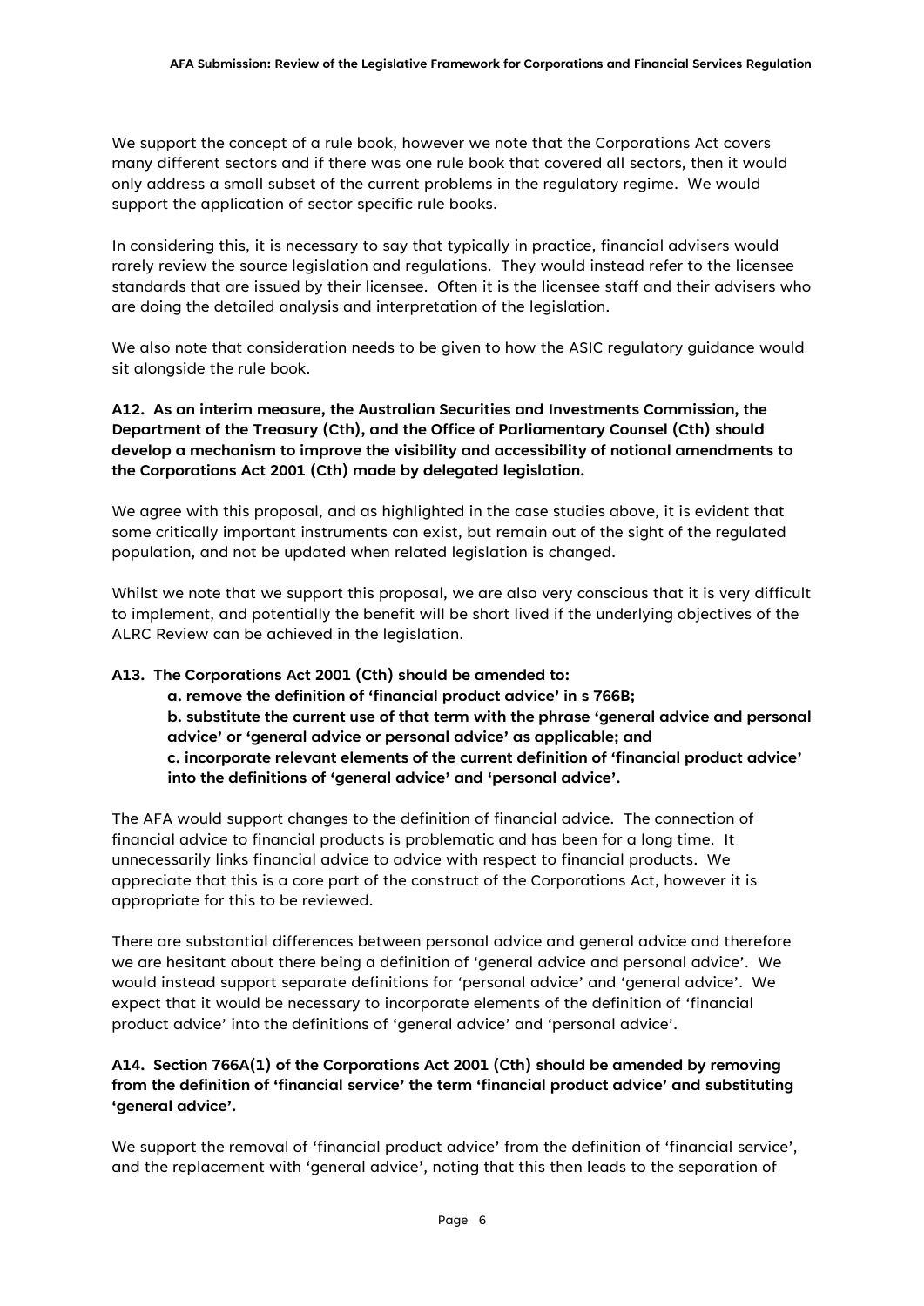We support the concept of a rule book, however we note that the Corporations Act covers many different sectors and if there was one rule book that covered all sectors, then it would only address a small subset of the current problems in the regulatory regime. We would support the application of sector specific rule books.

In considering this, it is necessary to say that typically in practice, financial advisers would rarely review the source legislation and regulations. They would instead refer to the licensee standards that are issued by their licensee. Often it is the licensee staff and their advisers who are doing the detailed analysis and interpretation of the legislation.

We also note that consideration needs to be given to how the ASIC regulatory guidance would sit alongside the rule book.

**A12. As an interim measure, the Australian Securities and Investments Commission, the Department of the Treasury (Cth), and the Office of Parliamentary Counsel (Cth) should develop a mechanism to improve the visibility and accessibility of notional amendments to the Corporations Act 2001 (Cth) made by delegated legislation.**

We agree with this proposal, and as highlighted in the case studies above, it is evident that some critically important instruments can exist, but remain out of the sight of the regulated population, and not be updated when related legislation is changed.

Whilst we note that we support this proposal, we are also very conscious that it is very difficult to implement, and potentially the benefit will be short lived if the underlying objectives of the ALRC Review can be achieved in the legislation.

**A13. The Corporations Act 2001 (Cth) should be amended to:**

> **a. remove the definition of 'financial product advice' in s 766B;**
> **b. substitute the current use of that term with the phrase 'general advice and personal advice' or 'general advice or personal advice' as applicable; and**
> **c. incorporate relevant elements of the current definition of 'financial product advice' into the definitions of 'general advice' and 'personal advice'.**

The AFA would support changes to the definition of financial advice. The connection of financial advice to financial products is problematic and has been for a long time. It unnecessarily links financial advice to advice with respect to financial products. We appreciate that this is a core part of the construct of the Corporations Act, however it is appropriate for this to be reviewed.

There are substantial differences between personal advice and general advice and therefore we are hesitant about there being a definition of 'general advice and personal advice'. We would instead support separate definitions for 'personal advice' and 'general advice'. We expect that it would be necessary to incorporate elements of the definition of 'financial product advice' into the definitions of 'general advice' and 'personal advice'.

**A14. Section 766A(1) of the Corporations Act 2001 (Cth) should be amended by removing from the definition of 'financial service' the term 'financial product advice' and substituting 'general advice'.**

We support the removal of 'financial product advice' from the definition of 'financial service', and the replacement with 'general advice', noting that this then leads to the separation of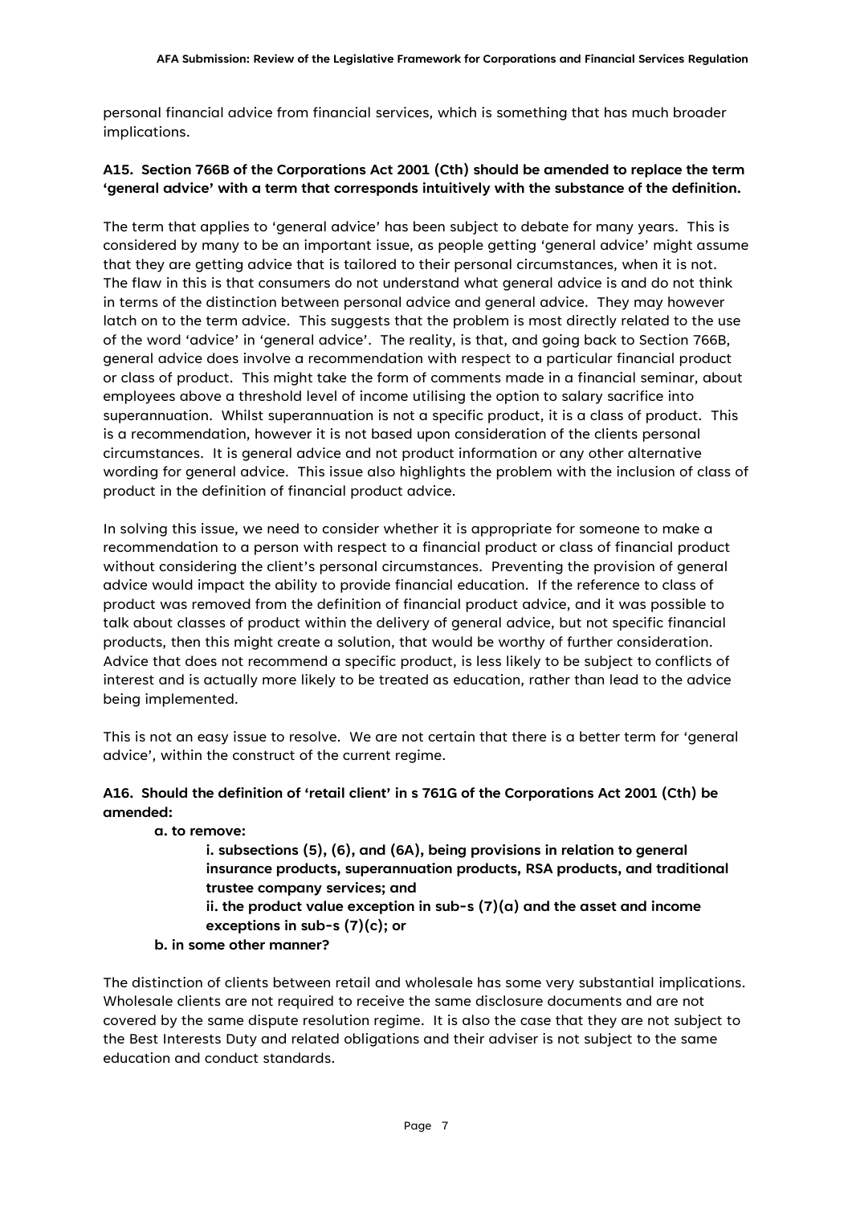personal financial advice from financial services, which is something that has much broader implications.

**A15. Section 766B of the Corporations Act 2001 (Cth) should be amended to replace the term 'general advice' with a term that corresponds intuitively with the substance of the definition.**

The term that applies to 'general advice' has been subject to debate for many years. This is considered by many to be an important issue, as people getting 'general advice' might assume that they are getting advice that is tailored to their personal circumstances, when it is not. The flaw in this is that consumers do not understand what general advice is and do not think in terms of the distinction between personal advice and general advice. They may however latch on to the term advice. This suggests that the problem is most directly related to the use of the word 'advice' in 'general advice'. The reality, is that, and going back to Section 766B, general advice does involve a recommendation with respect to a particular financial product or class of product. This might take the form of comments made in a financial seminar, about employees above a threshold level of income utilising the option to salary sacrifice into superannuation. Whilst superannuation is not a specific product, it is a class of product. This is a recommendation, however it is not based upon consideration of the clients personal circumstances. It is general advice and not product information or any other alternative wording for general advice. This issue also highlights the problem with the inclusion of class of product in the definition of financial product advice.

In solving this issue, we need to consider whether it is appropriate for someone to make a recommendation to a person with respect to a financial product or class of financial product without considering the client's personal circumstances. Preventing the provision of general advice would impact the ability to provide financial education. If the reference to class of product was removed from the definition of financial product advice, and it was possible to talk about classes of product within the delivery of general advice, but not specific financial products, then this might create a solution, that would be worthy of further consideration. Advice that does not recommend a specific product, is less likely to be subject to conflicts of interest and is actually more likely to be treated as education, rather than lead to the advice being implemented.

This is not an easy issue to resolve. We are not certain that there is a better term for 'general advice', within the construct of the current regime.

**A16. Should the definition of 'retail client' in s 761G of the Corporations Act 2001 (Cth) be amended:**

- **a. to remove:**
  - **i. subsections (5), (6), and (6A), being provisions in relation to general insurance products, superannuation products, RSA products, and traditional trustee company services; and**
  - **ii. the product value exception in sub-s (7)(a) and the asset and income exceptions in sub-s (7)(c); or**
- **b. in some other manner?**

The distinction of clients between retail and wholesale has some very substantial implications. Wholesale clients are not required to receive the same disclosure documents and are not covered by the same dispute resolution regime. It is also the case that they are not subject to the Best Interests Duty and related obligations and their adviser is not subject to the same education and conduct standards.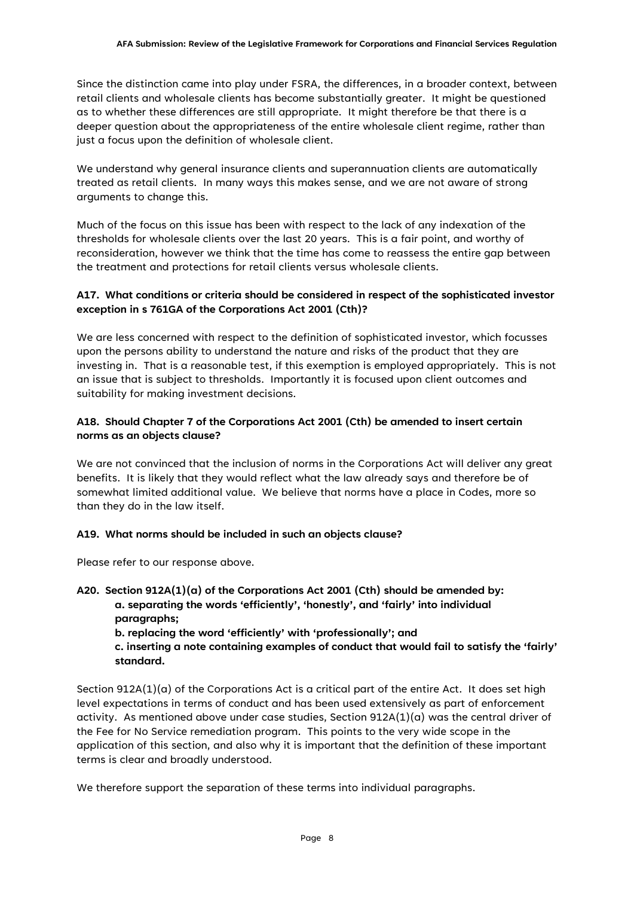Since the distinction came into play under FSRA, the differences, in a broader context, between retail clients and wholesale clients has become substantially greater. It might be questioned as to whether these differences are still appropriate. It might therefore be that there is a deeper question about the appropriateness of the entire wholesale client regime, rather than just a focus upon the definition of wholesale client.

We understand why general insurance clients and superannuation clients are automatically treated as retail clients. In many ways this makes sense, and we are not aware of strong arguments to change this.

Much of the focus on this issue has been with respect to the lack of any indexation of the thresholds for wholesale clients over the last 20 years. This is a fair point, and worthy of reconsideration, however we think that the time has come to reassess the entire gap between the treatment and protections for retail clients versus wholesale clients.

**A17. What conditions or criteria should be considered in respect of the sophisticated investor exception in s 761GA of the Corporations Act 2001 (Cth)?**

We are less concerned with respect to the definition of sophisticated investor, which focusses upon the persons ability to understand the nature and risks of the product that they are investing in. That is a reasonable test, if this exemption is employed appropriately. This is not an issue that is subject to thresholds. Importantly it is focused upon client outcomes and suitability for making investment decisions.

**A18. Should Chapter 7 of the Corporations Act 2001 (Cth) be amended to insert certain norms as an objects clause?**

We are not convinced that the inclusion of norms in the Corporations Act will deliver any great benefits. It is likely that they would reflect what the law already says and therefore be of somewhat limited additional value. We believe that norms have a place in Codes, more so than they do in the law itself.

**A19. What norms should be included in such an objects clause?**

Please refer to our response above.

**A20. Section 912A(1)(a) of the Corporations Act 2001 (Cth) should be amended by:**

**a. separating the words 'efficiently', 'honestly', and 'fairly' into individual paragraphs;**

**b. replacing the word 'efficiently' with 'professionally'; and**

**c. inserting a note containing examples of conduct that would fail to satisfy the 'fairly' standard.**

Section 912A(1)(a) of the Corporations Act is a critical part of the entire Act. It does set high level expectations in terms of conduct and has been used extensively as part of enforcement activity. As mentioned above under case studies, Section 912A(1)(a) was the central driver of the Fee for No Service remediation program. This points to the very wide scope in the application of this section, and also why it is important that the definition of these important terms is clear and broadly understood.

We therefore support the separation of these terms into individual paragraphs.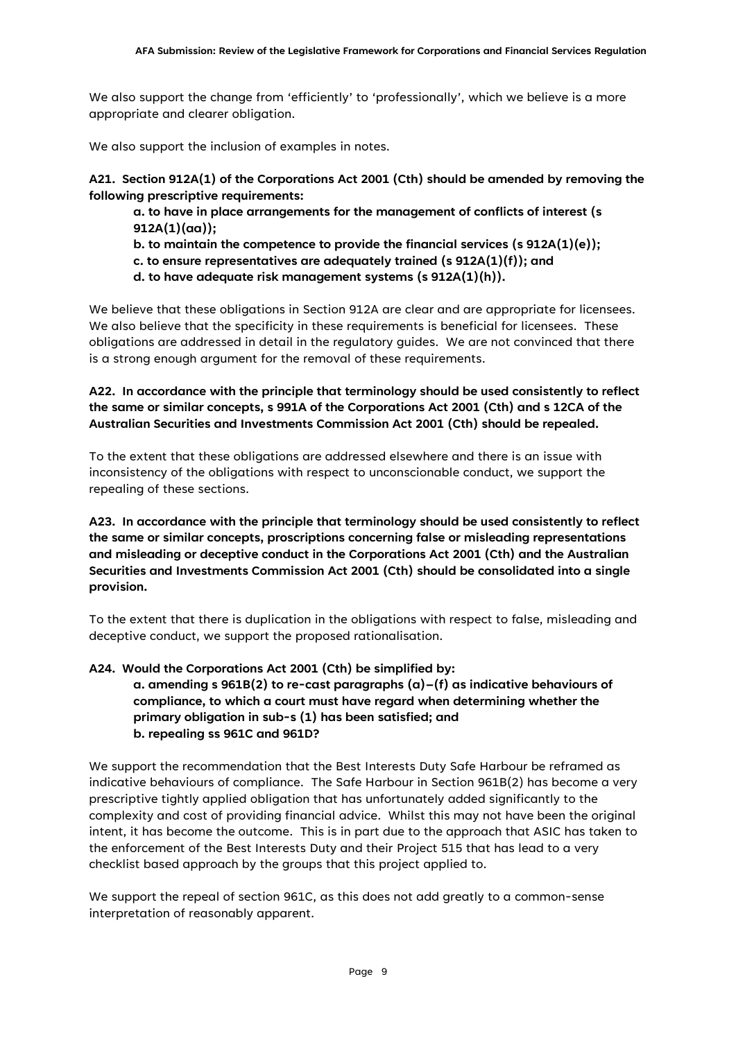We also support the change from 'efficiently' to 'professionally', which we believe is a more appropriate and clearer obligation.

We also support the inclusion of examples in notes.

**A21. Section 912A(1) of the Corporations Act 2001 (Cth) should be amended by removing the following prescriptive requirements:**

> **a. to have in place arrangements for the management of conflicts of interest (s 912A(1)(aa));**
>
> **b. to maintain the competence to provide the financial services (s 912A(1)(e));**
>
> **c. to ensure representatives are adequately trained (s 912A(1)(f)); and**
>
> **d. to have adequate risk management systems (s 912A(1)(h)).**

We believe that these obligations in Section 912A are clear and are appropriate for licensees. We also believe that the specificity in these requirements is beneficial for licensees. These obligations are addressed in detail in the regulatory guides. We are not convinced that there is a strong enough argument for the removal of these requirements.

**A22. In accordance with the principle that terminology should be used consistently to reflect the same or similar concepts, s 991A of the Corporations Act 2001 (Cth) and s 12CA of the Australian Securities and Investments Commission Act 2001 (Cth) should be repealed.**

To the extent that these obligations are addressed elsewhere and there is an issue with inconsistency of the obligations with respect to unconscionable conduct, we support the repealing of these sections.

**A23. In accordance with the principle that terminology should be used consistently to reflect the same or similar concepts, proscriptions concerning false or misleading representations and misleading or deceptive conduct in the Corporations Act 2001 (Cth) and the Australian Securities and Investments Commission Act 2001 (Cth) should be consolidated into a single provision.**

To the extent that there is duplication in the obligations with respect to false, misleading and deceptive conduct, we support the proposed rationalisation.

**A24. Would the Corporations Act 2001 (Cth) be simplified by:**

> **a. amending s 961B(2) to re-cast paragraphs (a)–(f) as indicative behaviours of compliance, to which a court must have regard when determining whether the primary obligation in sub-s (1) has been satisfied; and**
>
> **b. repealing ss 961C and 961D?**

We support the recommendation that the Best Interests Duty Safe Harbour be reframed as indicative behaviours of compliance. The Safe Harbour in Section 961B(2) has become a very prescriptive tightly applied obligation that has unfortunately added significantly to the complexity and cost of providing financial advice. Whilst this may not have been the original intent, it has become the outcome. This is in part due to the approach that ASIC has taken to the enforcement of the Best Interests Duty and their Project 515 that has lead to a very checklist based approach by the groups that this project applied to.

We support the repeal of section 961C, as this does not add greatly to a common-sense interpretation of reasonably apparent.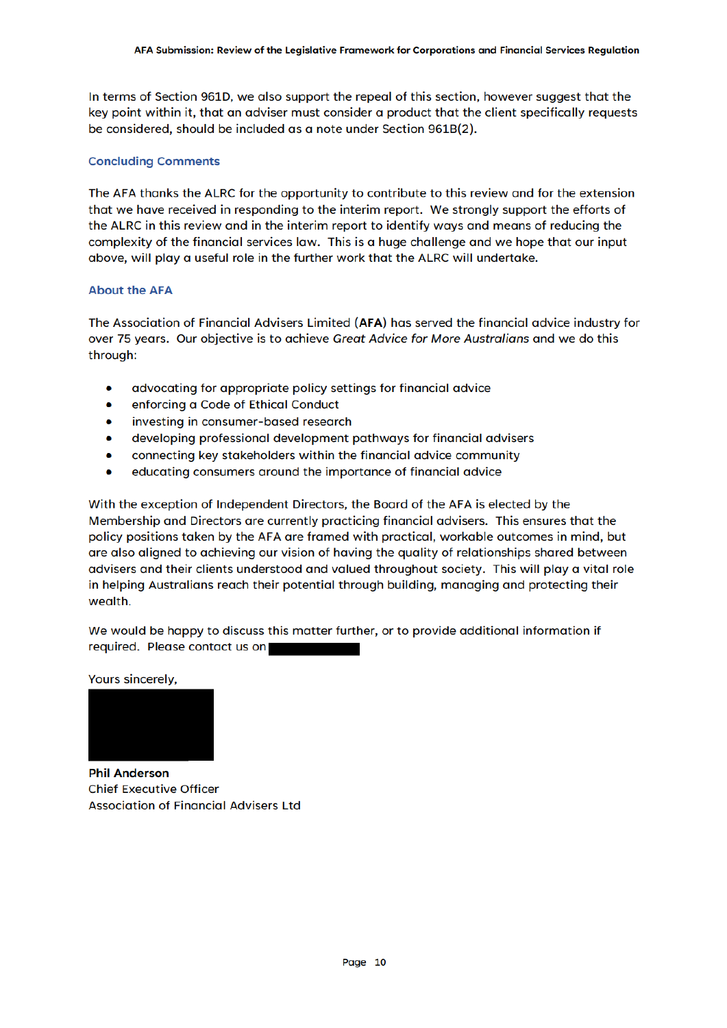In terms of Section 961D, we also support the repeal of this section, however suggest that the key point within it, that an adviser must consider a product that the client specifically requests be considered, should be included as a note under Section 961B(2).

## Concluding Comments

The AFA thanks the ALRC for the opportunity to contribute to this review and for the extension that we have received in responding to the interim report. We strongly support the efforts of the ALRC in this review and in the interim report to identify ways and means of reducing the complexity of the financial services law. This is a huge challenge and we hope that our input above, will play a useful role in the further work that the ALRC will undertake.

## About the AFA

The Association of Financial Advisers Limited (**AFA**) has served the financial advice industry for over 75 years. Our objective is to achieve *Great Advice for More Australians* and we do this through:

- advocating for appropriate policy settings for financial advice
- enforcing a Code of Ethical Conduct
- investing in consumer-based research
- developing professional development pathways for financial advisers
- connecting key stakeholders within the financial advice community
- educating consumers around the importance of financial advice

With the exception of Independent Directors, the Board of the AFA is elected by the Membership and Directors are currently practicing financial advisers. This ensures that the policy positions taken by the AFA are framed with practical, workable outcomes in mind, but are also aligned to achieving our vision of having the quality of relationships shared between advisers and their clients understood and valued throughout society. This will play a vital role in helping Australians reach their potential through building, managing and protecting their wealth.

We would be happy to discuss this matter further, or to provide additional information if required. Please contact us on

Yours sincerely,

**Phil Anderson**
Chief Executive Officer
Association of Financial Advisers Ltd